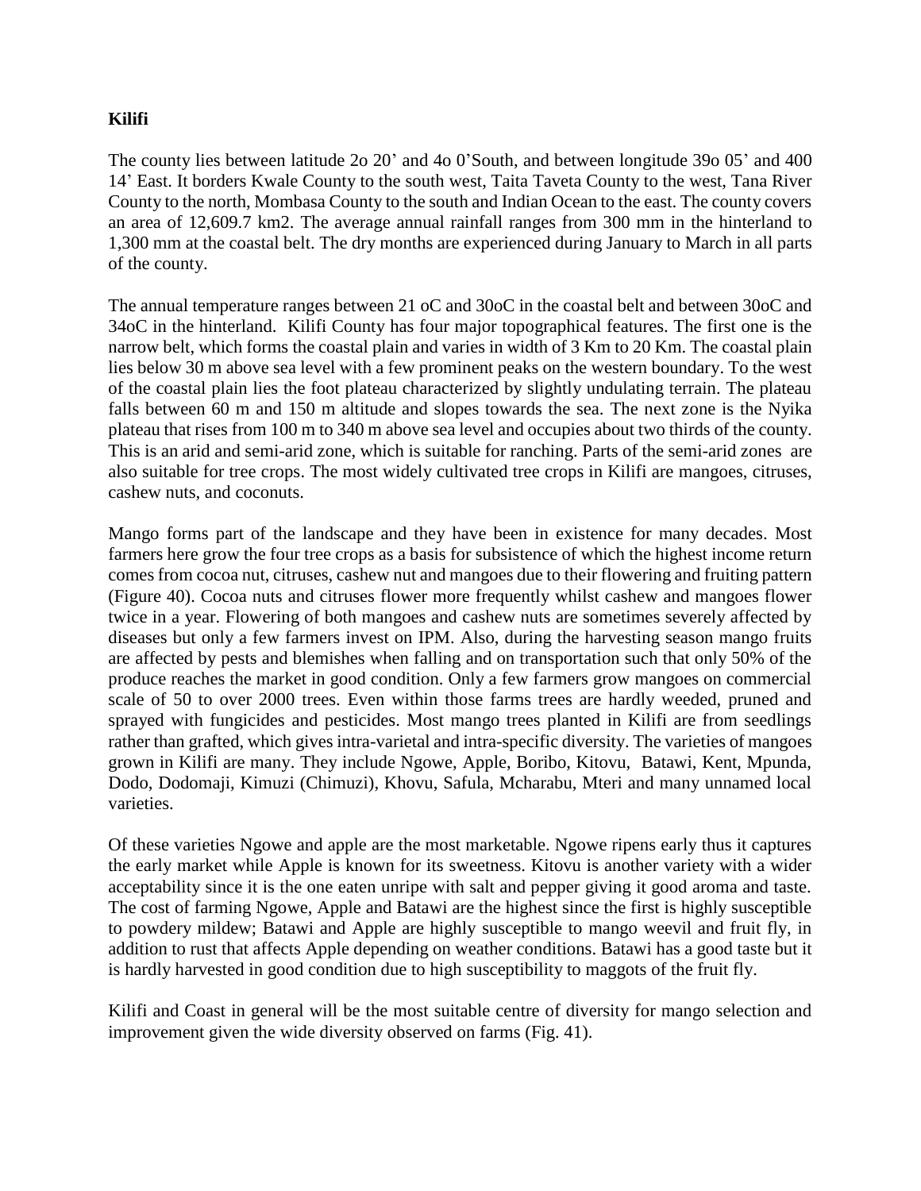**Kilifi**

The county lies between latitude 2o 20' and 4o 0'South, and between longitude 39o 05' and 400 14' East. It borders Kwale County to the south west, Taita Taveta County to the west, Tana River County to the north, Mombasa County to the south and Indian Ocean to the east. The county covers an area of 12,609.7 km2. The average annual rainfall ranges from 300 mm in the hinterland to 1,300 mm at the coastal belt. The dry months are experienced during January to March in all parts of the county.

The annual temperature ranges between 21 oC and 30oC in the coastal belt and between 30oC and 34oC in the hinterland. Kilifi County has four major topographical features. The first one is the narrow belt, which forms the coastal plain and varies in width of 3 Km to 20 Km. The coastal plain lies below 30 m above sea level with a few prominent peaks on the western boundary. To the west of the coastal plain lies the foot plateau characterized by slightly undulating terrain. The plateau falls between 60 m and 150 m altitude and slopes towards the sea. The next zone is the Nyika plateau that rises from 100 m to 340 m above sea level and occupies about two thirds of the county. This is an arid and semi-arid zone, which is suitable for ranching. Parts of the semi-arid zones are also suitable for tree crops. The most widely cultivated tree crops in Kilifi are mangoes, citruses, cashew nuts, and coconuts.

Mango forms part of the landscape and they have been in existence for many decades. Most farmers here grow the four tree crops as a basis for subsistence of which the highest income return comes from cocoa nut, citruses, cashew nut and mangoes due to their flowering and fruiting pattern (Figure 40). Cocoa nuts and citruses flower more frequently whilst cashew and mangoes flower twice in a year. Flowering of both mangoes and cashew nuts are sometimes severely affected by diseases but only a few farmers invest on IPM. Also, during the harvesting season mango fruits are affected by pests and blemishes when falling and on transportation such that only 50% of the produce reaches the market in good condition. Only a few farmers grow mangoes on commercial scale of 50 to over 2000 trees. Even within those farms trees are hardly weeded, pruned and sprayed with fungicides and pesticides. Most mango trees planted in Kilifi are from seedlings rather than grafted, which gives intra-varietal and intra-specific diversity. The varieties of mangoes grown in Kilifi are many. They include Ngowe, Apple, Boribo, Kitovu, Batawi, Kent, Mpunda, Dodo, Dodomaji, Kimuzi (Chimuzi), Khovu, Safula, Mcharabu, Mteri and many unnamed local varieties.

Of these varieties Ngowe and apple are the most marketable. Ngowe ripens early thus it captures the early market while Apple is known for its sweetness. Kitovu is another variety with a wider acceptability since it is the one eaten unripe with salt and pepper giving it good aroma and taste. The cost of farming Ngowe, Apple and Batawi are the highest since the first is highly susceptible to powdery mildew; Batawi and Apple are highly susceptible to mango weevil and fruit fly, in addition to rust that affects Apple depending on weather conditions. Batawi has a good taste but it is hardly harvested in good condition due to high susceptibility to maggots of the fruit fly.

Kilifi and Coast in general will be the most suitable centre of diversity for mango selection and improvement given the wide diversity observed on farms (Fig. 41).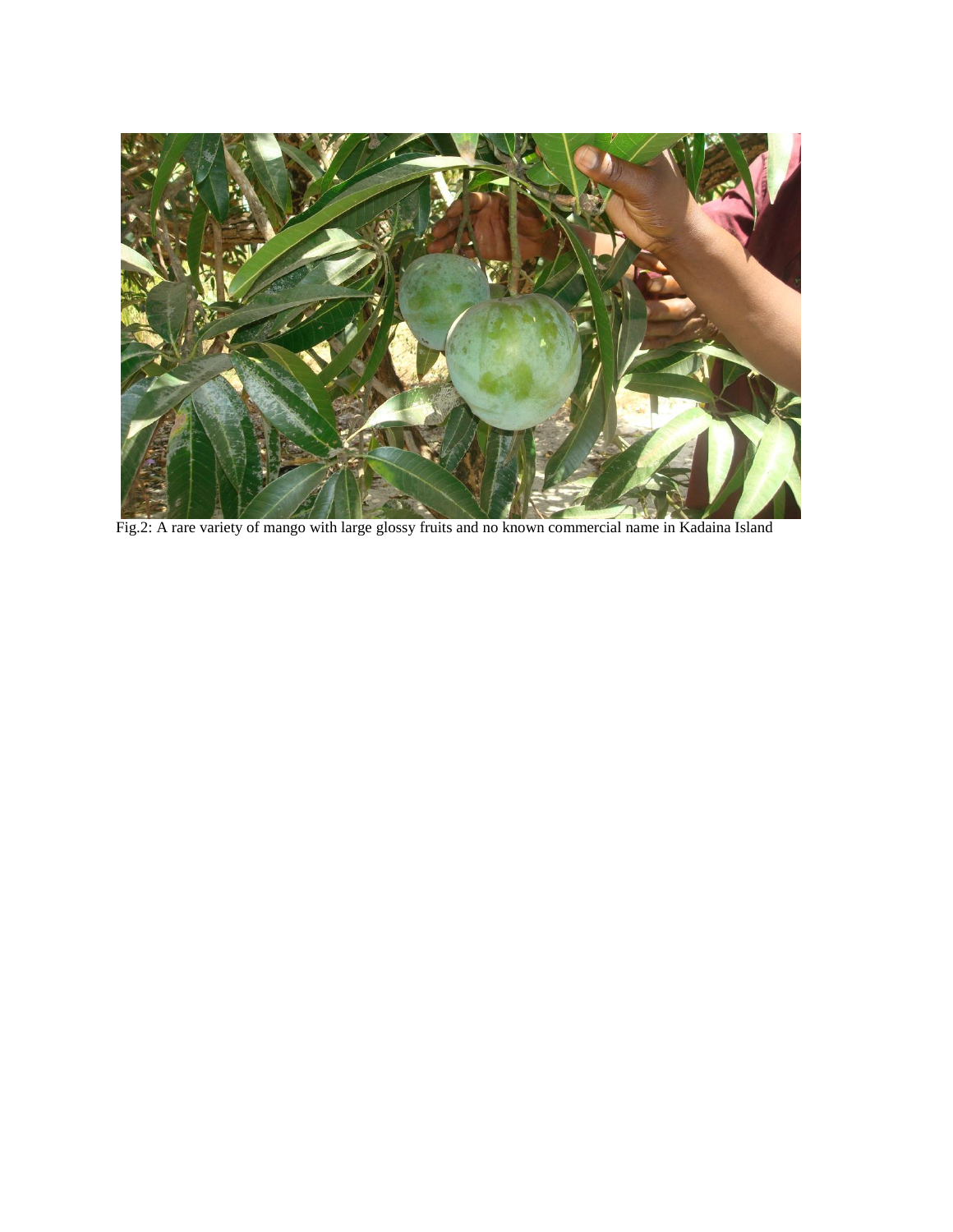Fig.2: A rare variety of mango with large glossy fruits and no known commercial name in Kadaina Island